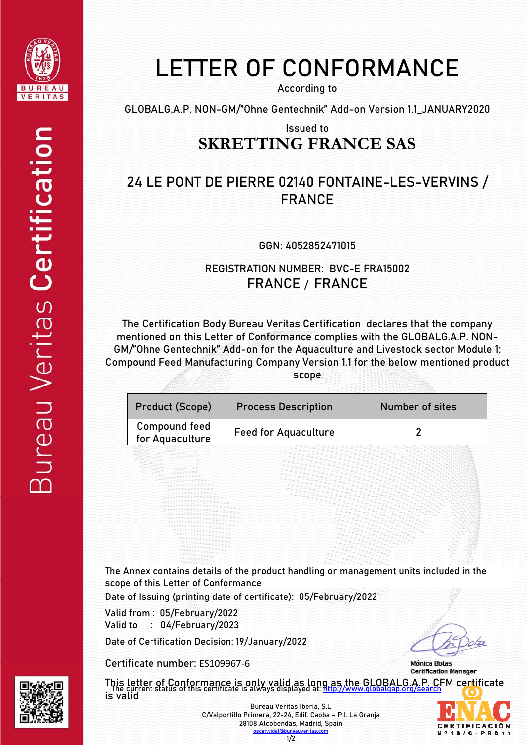# LETTER OF CONFORMANCE

According to

GLOBALG.A.P. NON-GM/"Ohne Gentechnik" Add-on Version 1.1_JANUARY2020

Issued to

## SKRETTING FRANCE SAS

24 LE PONT DE PIERRE 02140 FONTAINE-LES-VERVINS / FRANCE

GGN: 4052852471015

REGISTRATION NUMBER: BVC-E FRA15002

FRANCE / FRANCE

The Certification Body Bureau Veritas Certification declares that the company mentioned on this Letter of Conformance complies with the GLOBALG.A.P. NON-GM/"Ohne Gentechnik" Add-on for the Aquaculture and Livestock sector Module 1: Compound Feed Manufacturing Company Version 1.1 for the below mentioned product scope

| Product (Scope) | Process Description | Number of sites |
|---|---|---|
| Compound feed for Aquaculture | Feed for Aquaculture | 2 |

The Annex contains details of the product handling or management units included in the scope of this Letter of Conformance

Date of Issuing (printing date of certificate): 05/February/2022

Valid from : 05/February/2022
Valid to : 04/February/2023

Date of Certification Decision: 19/January/2022

Certificate number: ES109967-6

Mónica Botas
Certification Manager

This letter of Conformance is only valid as long as the GLOBALG.A.P. CFM certificate is valid

The current status of this certificate is always displayed at: http://www.globalgap.org/search

Bureau Veritas Iberia, S.L
C/Valportillo Primera, 22-24, Edif. Caoba – P.I. La Granja
28108 Alcobendas, Madrid, Spain
oscar.vidal@bureauveritas.com

ENAC CERTIFICACIÓN Nº 18/C-PR011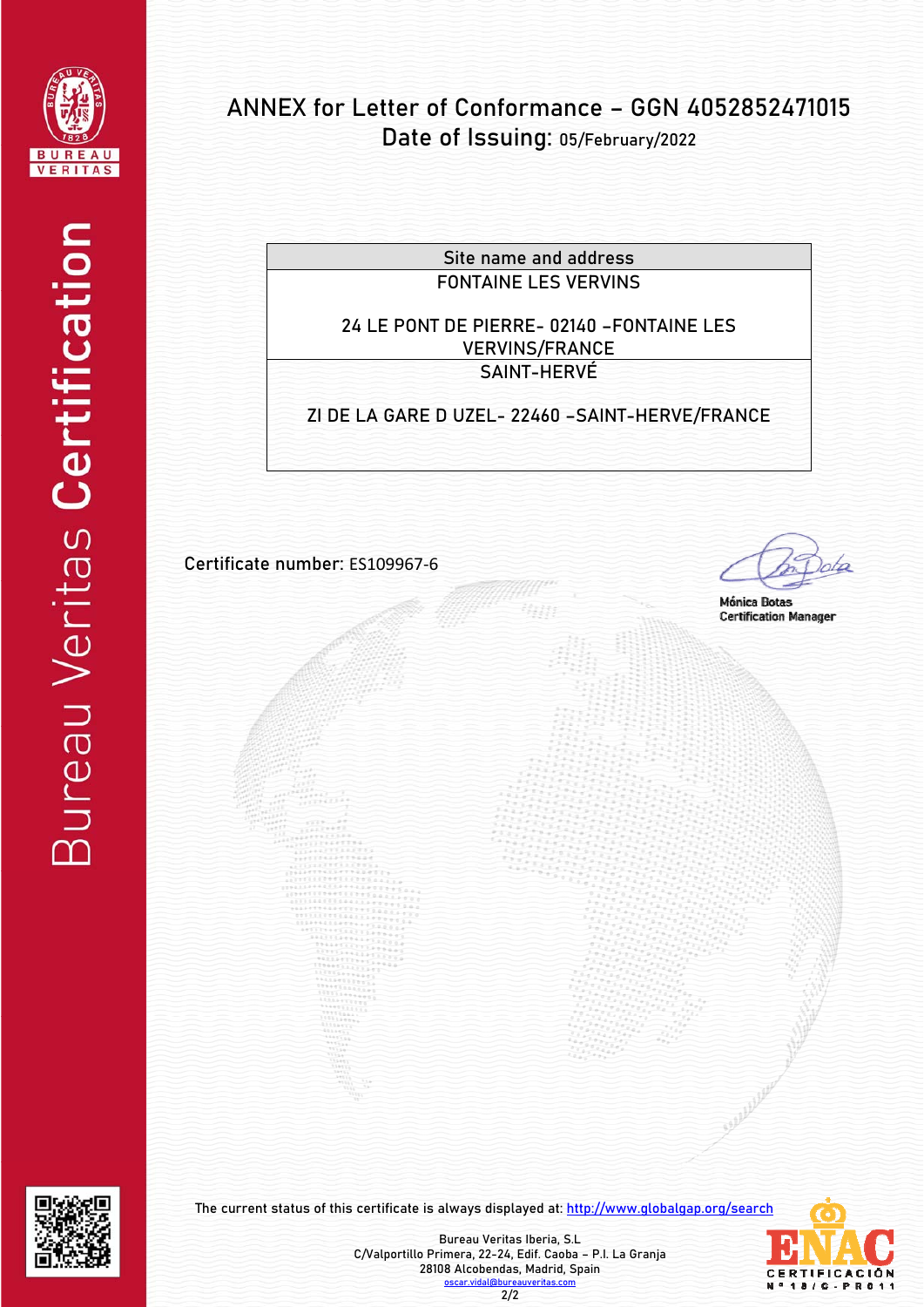# ANNEX for Letter of Conformance – GGN 4052852471015

**Date of Issuing:** 05/February/2022

| Site name and address |
| --- |
| FONTAINE LES VERVINS<br><br>24 LE PONT DE PIERRE- 02140 –FONTAINE LES VERVINS/FRANCE |
| SAINT-HERVÉ<br><br>ZI DE LA GARE D UZEL- 22460 –SAINT-HERVE/FRANCE |

Certificate number: ES109967-6

Mónica Botas
Certification Manager

The current status of this certificate is always displayed at: http://www.globalgap.org/search

Bureau Veritas Iberia, S.L
C/Valportillo Primera, 22-24, Edif. Caoba – P.I. La Granja
28108 Alcobendas, Madrid, Spain
oscar.vidal@bureauveritas.com